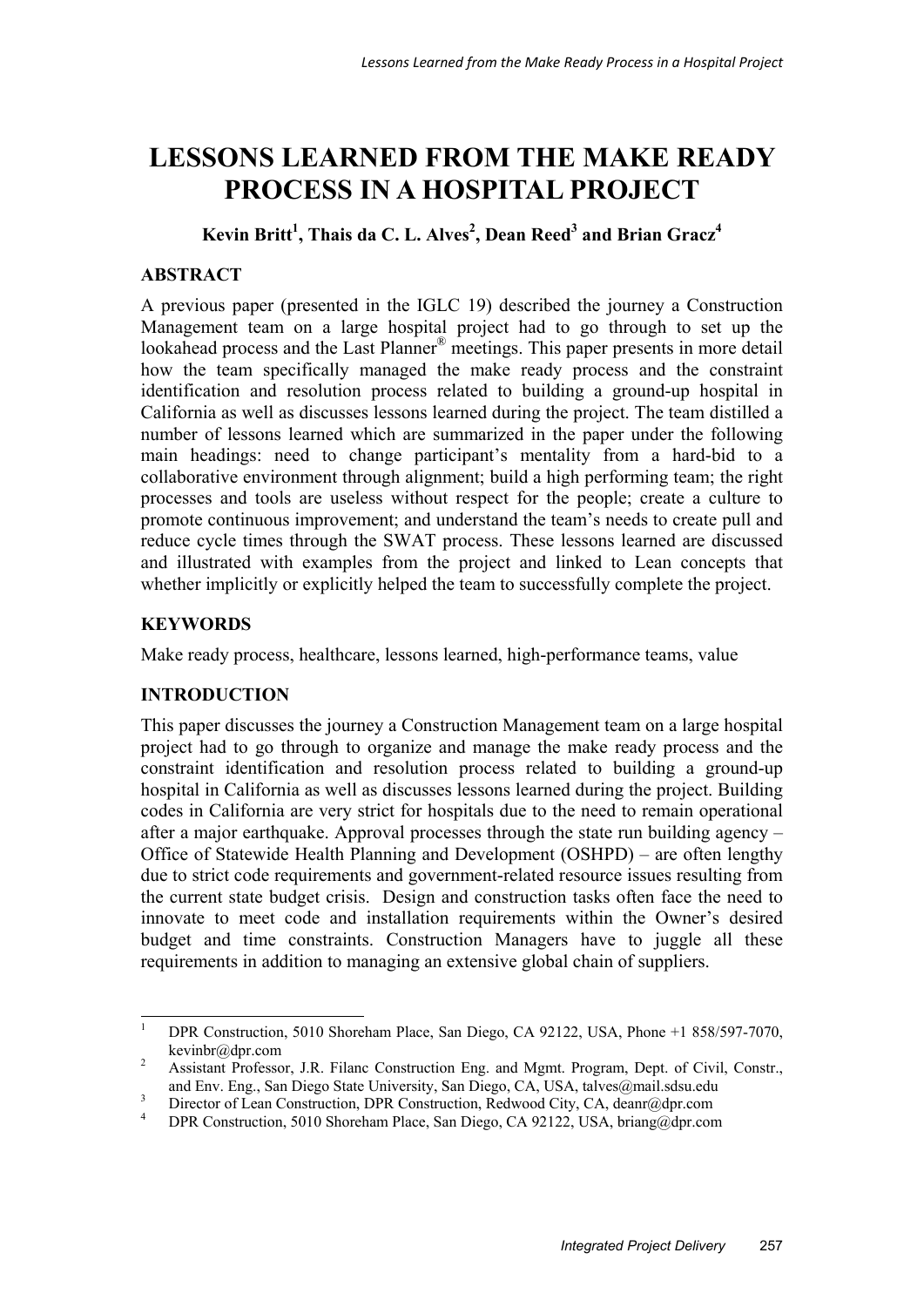# LESSONS LEARNED FROM THE MAKE READY PROCESS IN A HOSPITAL PROJECT

**Kevin Britt[1], Thais da C. L. Alves[2], Dean Reed[3] and Brian Gracz[4]**

## ABSTRACT

A previous paper (presented in the IGLC 19) described the journey a Construction Management team on a large hospital project had to go through to set up the lookahead process and the Last Planner® meetings. This paper presents in more detail how the team specifically managed the make ready process and the constraint identification and resolution process related to building a ground-up hospital in California as well as discusses lessons learned during the project. The team distilled a number of lessons learned which are summarized in the paper under the following main headings: need to change participant's mentality from a hard-bid to a collaborative environment through alignment; build a high performing team; the right processes and tools are useless without respect for the people; create a culture to promote continuous improvement; and understand the team's needs to create pull and reduce cycle times through the SWAT process. These lessons learned are discussed and illustrated with examples from the project and linked to Lean concepts that whether implicitly or explicitly helped the team to successfully complete the project.

## KEYWORDS

Make ready process, healthcare, lessons learned, high-performance teams, value

## INTRODUCTION

This paper discusses the journey a Construction Management team on a large hospital project had to go through to organize and manage the make ready process and the constraint identification and resolution process related to building a ground-up hospital in California as well as discusses lessons learned during the project. Building codes in California are very strict for hospitals due to the need to remain operational after a major earthquake. Approval processes through the state run building agency – Office of Statewide Health Planning and Development (OSHPD) – are often lengthy due to strict code requirements and government-related resource issues resulting from the current state budget crisis. Design and construction tasks often face the need to innovate to meet code and installation requirements within the Owner's desired budget and time constraints. Construction Managers have to juggle all these requirements in addition to managing an extensive global chain of suppliers.

---

[1] DPR Construction, 5010 Shoreham Place, San Diego, CA 92122, USA, Phone +1 858/597-7070, kevinbr@dpr.com

[2] Assistant Professor, J.R. Filanc Construction Eng. and Mgmt. Program, Dept. of Civil, Constr., and Env. Eng., San Diego State University, San Diego, CA, USA, talves@mail.sdsu.edu

[3] Director of Lean Construction, DPR Construction, Redwood City, CA, deanr@dpr.com

[4] DPR Construction, 5010 Shoreham Place, San Diego, CA 92122, USA, briang@dpr.com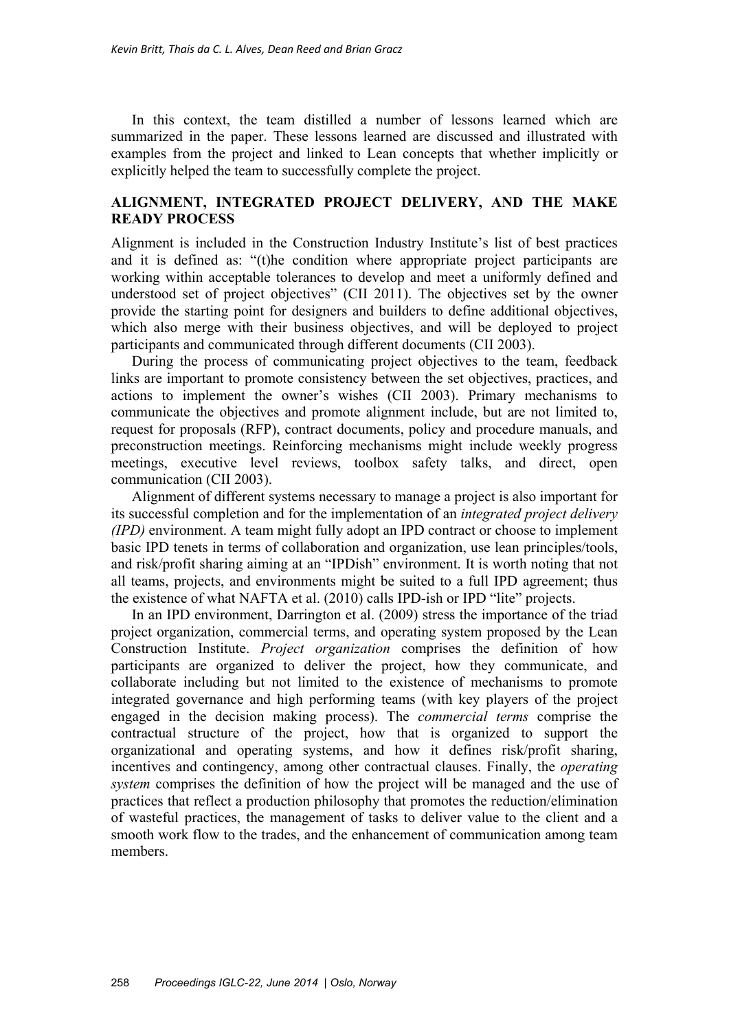In this context, the team distilled a number of lessons learned which are summarized in the paper. These lessons learned are discussed and illustrated with examples from the project and linked to Lean concepts that whether implicitly or explicitly helped the team to successfully complete the project.

## ALIGNMENT, INTEGRATED PROJECT DELIVERY, AND THE MAKE READY PROCESS

Alignment is included in the Construction Industry Institute's list of best practices and it is defined as: "(t)he condition where appropriate project participants are working within acceptable tolerances to develop and meet a uniformly defined and understood set of project objectives" (CII 2011). The objectives set by the owner provide the starting point for designers and builders to define additional objectives, which also merge with their business objectives, and will be deployed to project participants and communicated through different documents (CII 2003).

During the process of communicating project objectives to the team, feedback links are important to promote consistency between the set objectives, practices, and actions to implement the owner's wishes (CII 2003). Primary mechanisms to communicate the objectives and promote alignment include, but are not limited to, request for proposals (RFP), contract documents, policy and procedure manuals, and preconstruction meetings. Reinforcing mechanisms might include weekly progress meetings, executive level reviews, toolbox safety talks, and direct, open communication (CII 2003).

Alignment of different systems necessary to manage a project is also important for its successful completion and for the implementation of an *integrated project delivery (IPD)* environment. A team might fully adopt an IPD contract or choose to implement basic IPD tenets in terms of collaboration and organization, use lean principles/tools, and risk/profit sharing aiming at an "IPDish" environment. It is worth noting that not all teams, projects, and environments might be suited to a full IPD agreement; thus the existence of what NAFTA et al. (2010) calls IPD-ish or IPD "lite" projects.

In an IPD environment, Darrington et al. (2009) stress the importance of the triad project organization, commercial terms, and operating system proposed by the Lean Construction Institute. *Project organization* comprises the definition of how participants are organized to deliver the project, how they communicate, and collaborate including but not limited to the existence of mechanisms to promote integrated governance and high performing teams (with key players of the project engaged in the decision making process). The *commercial terms* comprise the contractual structure of the project, how that is organized to support the organizational and operating systems, and how it defines risk/profit sharing, incentives and contingency, among other contractual clauses. Finally, the *operating system* comprises the definition of how the project will be managed and the use of practices that reflect a production philosophy that promotes the reduction/elimination of wasteful practices, the management of tasks to deliver value to the client and a smooth work flow to the trades, and the enhancement of communication among team members.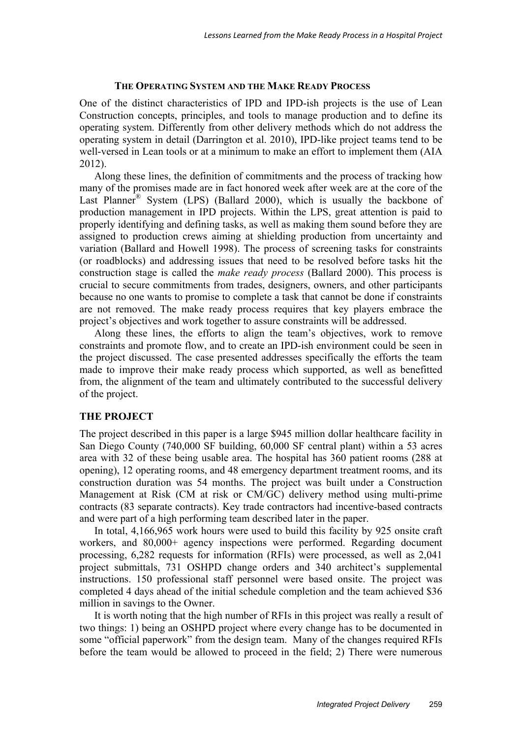## The Operating System and the Make Ready Process

One of the distinct characteristics of IPD and IPD-ish projects is the use of Lean Construction concepts, principles, and tools to manage production and to define its operating system. Differently from other delivery methods which do not address the operating system in detail (Darrington et al. 2010), IPD-like project teams tend to be well-versed in Lean tools or at a minimum to make an effort to implement them (AIA 2012).

Along these lines, the definition of commitments and the process of tracking how many of the promises made are in fact honored week after week are at the core of the Last Planner® System (LPS) (Ballard 2000), which is usually the backbone of production management in IPD projects. Within the LPS, great attention is paid to properly identifying and defining tasks, as well as making them sound before they are assigned to production crews aiming at shielding production from uncertainty and variation (Ballard and Howell 1998). The process of screening tasks for constraints (or roadblocks) and addressing issues that need to be resolved before tasks hit the construction stage is called the *make ready process* (Ballard 2000). This process is crucial to secure commitments from trades, designers, owners, and other participants because no one wants to promise to complete a task that cannot be done if constraints are not removed. The make ready process requires that key players embrace the project's objectives and work together to assure constraints will be addressed.

Along these lines, the efforts to align the team's objectives, work to remove constraints and promote flow, and to create an IPD-ish environment could be seen in the project discussed. The case presented addresses specifically the efforts the team made to improve their make ready process which supported, as well as benefitted from, the alignment of the team and ultimately contributed to the successful delivery of the project.

## The Project

The project described in this paper is a large $945 million dollar healthcare facility in San Diego County (740,000 SF building, 60,000 SF central plant) within a 53 acres area with 32 of these being usable area. The hospital has 360 patient rooms (288 at opening), 12 operating rooms, and 48 emergency department treatment rooms, and its construction duration was 54 months. The project was built under a Construction Management at Risk (CM at risk or CM/GC) delivery method using multi-prime contracts (83 separate contracts). Key trade contractors had incentive-based contracts and were part of a high performing team described later in the paper.

In total, 4,166,965 work hours were used to build this facility by 925 onsite craft workers, and 80,000+ agency inspections were performed. Regarding document processing, 6,282 requests for information (RFIs) were processed, as well as 2,041 project submittals, 731 OSHPD change orders and 340 architect's supplemental instructions. 150 professional staff personnel were based onsite. The project was completed 4 days ahead of the initial schedule completion and the team achieved $36 million in savings to the Owner.

It is worth noting that the high number of RFIs in this project was really a result of two things: 1) being an OSHPD project where every change has to be documented in some "official paperwork" from the design team. Many of the changes required RFIs before the team would be allowed to proceed in the field; 2) There were numerous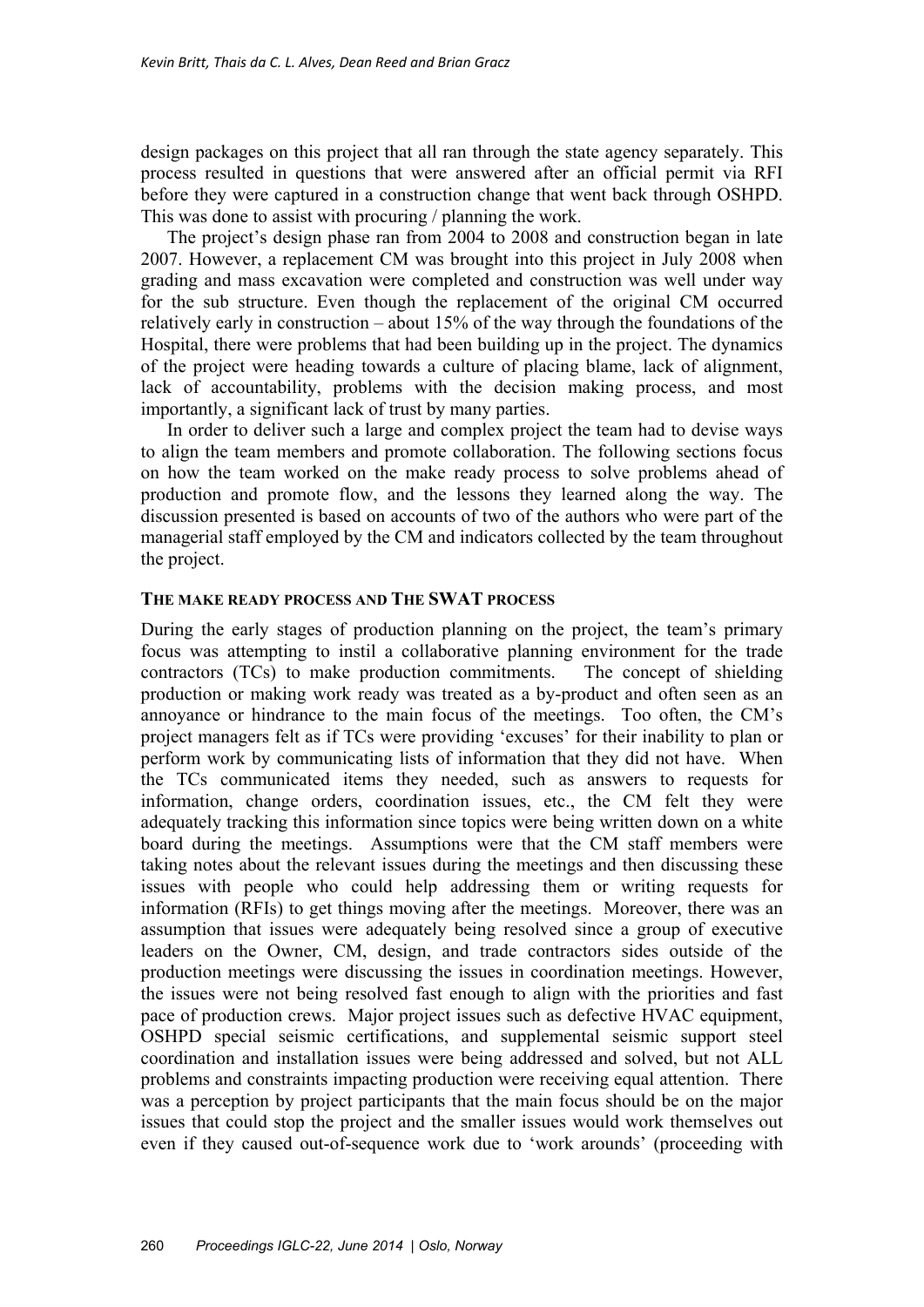design packages on this project that all ran through the state agency separately. This process resulted in questions that were answered after an official permit via RFI before they were captured in a construction change that went back through OSHPD. This was done to assist with procuring / planning the work.

The project's design phase ran from 2004 to 2008 and construction began in late 2007. However, a replacement CM was brought into this project in July 2008 when grading and mass excavation were completed and construction was well under way for the sub structure. Even though the replacement of the original CM occurred relatively early in construction – about 15% of the way through the foundations of the Hospital, there were problems that had been building up in the project. The dynamics of the project were heading towards a culture of placing blame, lack of alignment, lack of accountability, problems with the decision making process, and most importantly, a significant lack of trust by many parties.

In order to deliver such a large and complex project the team had to devise ways to align the team members and promote collaboration. The following sections focus on how the team worked on the make ready process to solve problems ahead of production and promote flow, and the lessons they learned along the way. The discussion presented is based on accounts of two of the authors who were part of the managerial staff employed by the CM and indicators collected by the team throughout the project.

## THE MAKE READY PROCESS AND THE SWAT PROCESS

During the early stages of production planning on the project, the team's primary focus was attempting to instil a collaborative planning environment for the trade contractors (TCs) to make production commitments. The concept of shielding production or making work ready was treated as a by-product and often seen as an annoyance or hindrance to the main focus of the meetings. Too often, the CM's project managers felt as if TCs were providing 'excuses' for their inability to plan or perform work by communicating lists of information that they did not have. When the TCs communicated items they needed, such as answers to requests for information, change orders, coordination issues, etc., the CM felt they were adequately tracking this information since topics were being written down on a white board during the meetings. Assumptions were that the CM staff members were taking notes about the relevant issues during the meetings and then discussing these issues with people who could help addressing them or writing requests for information (RFIs) to get things moving after the meetings. Moreover, there was an assumption that issues were adequately being resolved since a group of executive leaders on the Owner, CM, design, and trade contractors sides outside of the production meetings were discussing the issues in coordination meetings. However, the issues were not being resolved fast enough to align with the priorities and fast pace of production crews. Major project issues such as defective HVAC equipment, OSHPD special seismic certifications, and supplemental seismic support steel coordination and installation issues were being addressed and solved, but not ALL problems and constraints impacting production were receiving equal attention. There was a perception by project participants that the main focus should be on the major issues that could stop the project and the smaller issues would work themselves out even if they caused out-of-sequence work due to 'work arounds' (proceeding with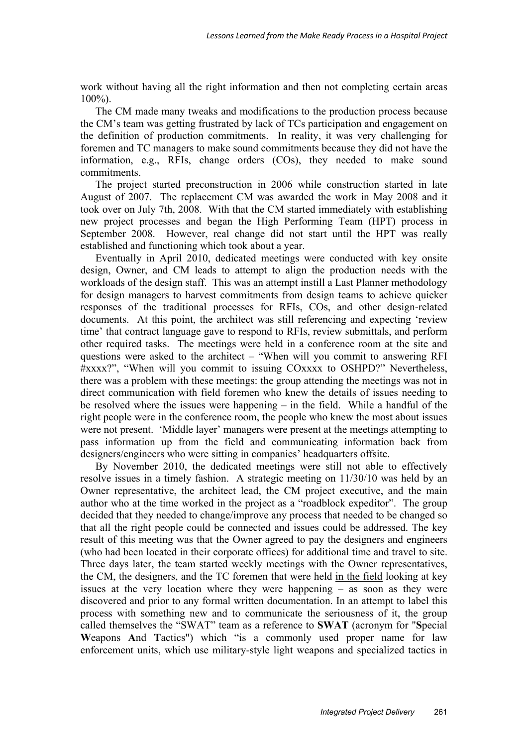work without having all the right information and then not completing certain areas 100%).

The CM made many tweaks and modifications to the production process because the CM's team was getting frustrated by lack of TCs participation and engagement on the definition of production commitments. In reality, it was very challenging for foremen and TC managers to make sound commitments because they did not have the information, e.g., RFIs, change orders (COs), they needed to make sound commitments.

The project started preconstruction in 2006 while construction started in late August of 2007. The replacement CM was awarded the work in May 2008 and it took over on July 7th, 2008. With that the CM started immediately with establishing new project processes and began the High Performing Team (HPT) process in September 2008. However, real change did not start until the HPT was really established and functioning which took about a year.

Eventually in April 2010, dedicated meetings were conducted with key onsite design, Owner, and CM leads to attempt to align the production needs with the workloads of the design staff. This was an attempt instill a Last Planner methodology for design managers to harvest commitments from design teams to achieve quicker responses of the traditional processes for RFIs, COs, and other design-related documents. At this point, the architect was still referencing and expecting 'review time' that contract language gave to respond to RFIs, review submittals, and perform other required tasks. The meetings were held in a conference room at the site and questions were asked to the architect – "When will you commit to answering RFI #xxxx?", "When will you commit to issuing COxxxx to OSHPD?" Nevertheless, there was a problem with these meetings: the group attending the meetings was not in direct communication with field foremen who knew the details of issues needing to be resolved where the issues were happening – in the field. While a handful of the right people were in the conference room, the people who knew the most about issues were not present. 'Middle layer' managers were present at the meetings attempting to pass information up from the field and communicating information back from designers/engineers who were sitting in companies' headquarters offsite.

By November 2010, the dedicated meetings were still not able to effectively resolve issues in a timely fashion. A strategic meeting on 11/30/10 was held by an Owner representative, the architect lead, the CM project executive, and the main author who at the time worked in the project as a "roadblock expeditor". The group decided that they needed to change/improve any process that needed to be changed so that all the right people could be connected and issues could be addressed. The key result of this meeting was that the Owner agreed to pay the designers and engineers (who had been located in their corporate offices) for additional time and travel to site. Three days later, the team started weekly meetings with the Owner representatives, the CM, the designers, and the TC foremen that were held <u>in the field</u> looking at key issues at the very location where they were happening – as soon as they were discovered and prior to any formal written documentation. In an attempt to label this process with something new and to communicate the seriousness of it, the group called themselves the "SWAT" team as a reference to **SWAT** (acronym for "**S**pecial **W**eapons **A**nd **T**actics") which "is a commonly used proper name for law enforcement units, which use military-style light weapons and specialized tactics in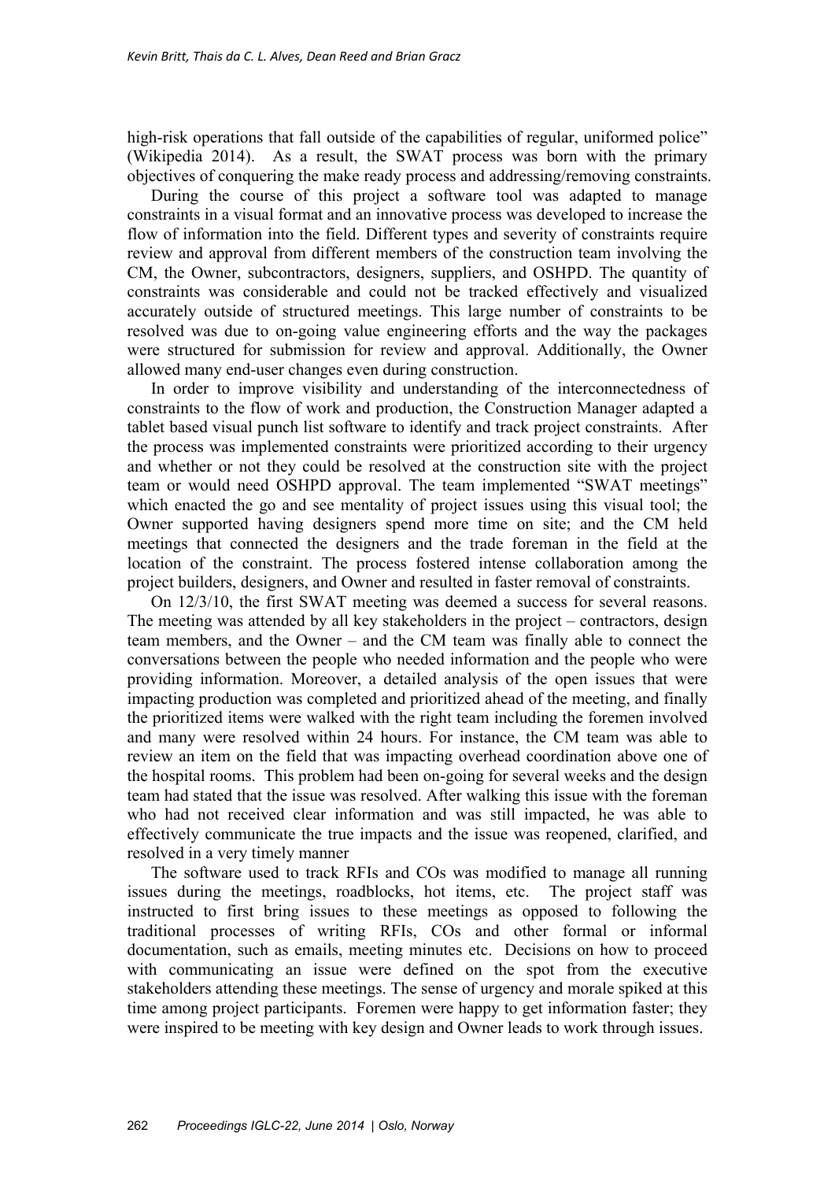high-risk operations that fall outside of the capabilities of regular, uniformed police" (Wikipedia 2014). As a result, the SWAT process was born with the primary objectives of conquering the make ready process and addressing/removing constraints.

During the course of this project a software tool was adapted to manage constraints in a visual format and an innovative process was developed to increase the flow of information into the field. Different types and severity of constraints require review and approval from different members of the construction team involving the CM, the Owner, subcontractors, designers, suppliers, and OSHPD. The quantity of constraints was considerable and could not be tracked effectively and visualized accurately outside of structured meetings. This large number of constraints to be resolved was due to on-going value engineering efforts and the way the packages were structured for submission for review and approval. Additionally, the Owner allowed many end-user changes even during construction.

In order to improve visibility and understanding of the interconnectedness of constraints to the flow of work and production, the Construction Manager adapted a tablet based visual punch list software to identify and track project constraints. After the process was implemented constraints were prioritized according to their urgency and whether or not they could be resolved at the construction site with the project team or would need OSHPD approval. The team implemented "SWAT meetings" which enacted the go and see mentality of project issues using this visual tool; the Owner supported having designers spend more time on site; and the CM held meetings that connected the designers and the trade foreman in the field at the location of the constraint. The process fostered intense collaboration among the project builders, designers, and Owner and resulted in faster removal of constraints.

On 12/3/10, the first SWAT meeting was deemed a success for several reasons. The meeting was attended by all key stakeholders in the project – contractors, design team members, and the Owner – and the CM team was finally able to connect the conversations between the people who needed information and the people who were providing information. Moreover, a detailed analysis of the open issues that were impacting production was completed and prioritized ahead of the meeting, and finally the prioritized items were walked with the right team including the foremen involved and many were resolved within 24 hours. For instance, the CM team was able to review an item on the field that was impacting overhead coordination above one of the hospital rooms. This problem had been on-going for several weeks and the design team had stated that the issue was resolved. After walking this issue with the foreman who had not received clear information and was still impacted, he was able to effectively communicate the true impacts and the issue was reopened, clarified, and resolved in a very timely manner

The software used to track RFIs and COs was modified to manage all running issues during the meetings, roadblocks, hot items, etc. The project staff was instructed to first bring issues to these meetings as opposed to following the traditional processes of writing RFIs, COs and other formal or informal documentation, such as emails, meeting minutes etc. Decisions on how to proceed with communicating an issue were defined on the spot from the executive stakeholders attending these meetings. The sense of urgency and morale spiked at this time among project participants. Foremen were happy to get information faster; they were inspired to be meeting with key design and Owner leads to work through issues.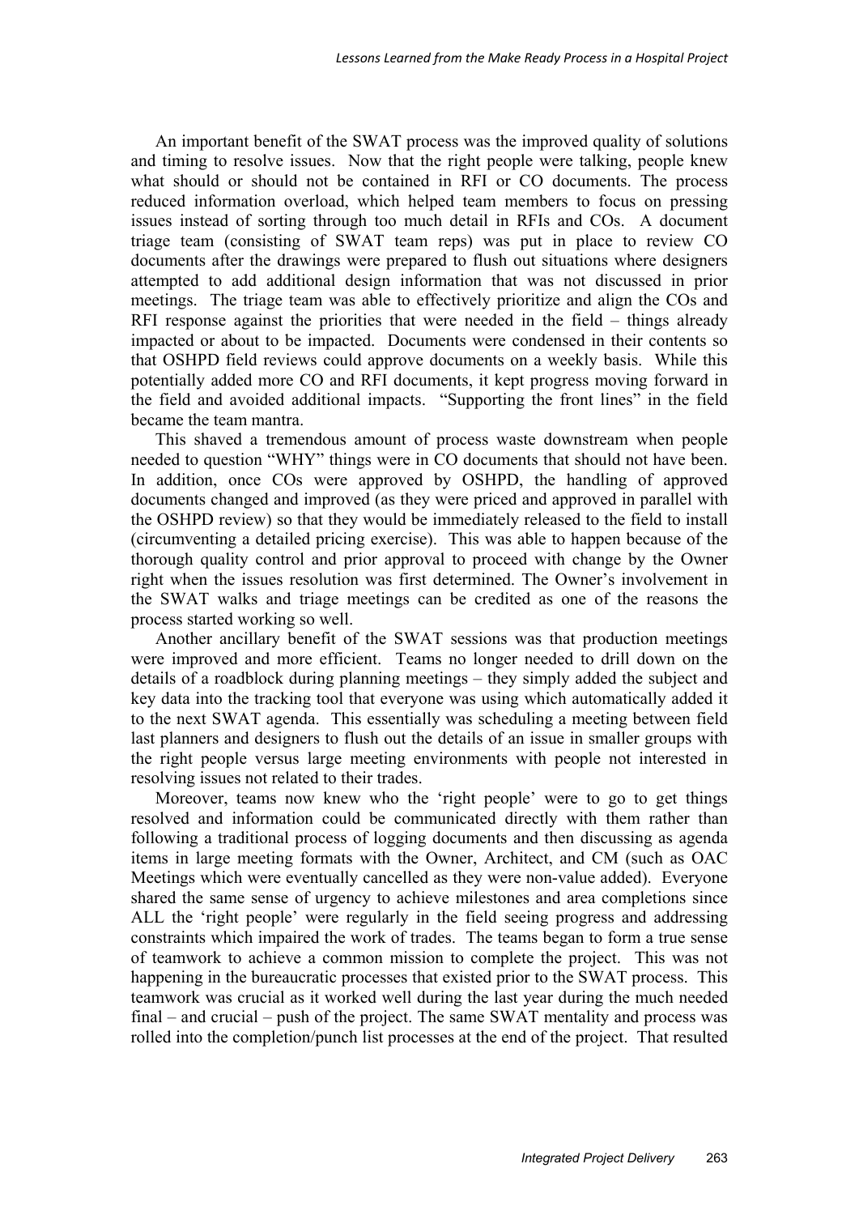An important benefit of the SWAT process was the improved quality of solutions and timing to resolve issues. Now that the right people were talking, people knew what should or should not be contained in RFI or CO documents. The process reduced information overload, which helped team members to focus on pressing issues instead of sorting through too much detail in RFIs and COs. A document triage team (consisting of SWAT team reps) was put in place to review CO documents after the drawings were prepared to flush out situations where designers attempted to add additional design information that was not discussed in prior meetings. The triage team was able to effectively prioritize and align the COs and RFI response against the priorities that were needed in the field – things already impacted or about to be impacted. Documents were condensed in their contents so that OSHPD field reviews could approve documents on a weekly basis. While this potentially added more CO and RFI documents, it kept progress moving forward in the field and avoided additional impacts. "Supporting the front lines" in the field became the team mantra.

This shaved a tremendous amount of process waste downstream when people needed to question "WHY" things were in CO documents that should not have been. In addition, once COs were approved by OSHPD, the handling of approved documents changed and improved (as they were priced and approved in parallel with the OSHPD review) so that they would be immediately released to the field to install (circumventing a detailed pricing exercise). This was able to happen because of the thorough quality control and prior approval to proceed with change by the Owner right when the issues resolution was first determined. The Owner's involvement in the SWAT walks and triage meetings can be credited as one of the reasons the process started working so well.

Another ancillary benefit of the SWAT sessions was that production meetings were improved and more efficient. Teams no longer needed to drill down on the details of a roadblock during planning meetings – they simply added the subject and key data into the tracking tool that everyone was using which automatically added it to the next SWAT agenda. This essentially was scheduling a meeting between field last planners and designers to flush out the details of an issue in smaller groups with the right people versus large meeting environments with people not interested in resolving issues not related to their trades.

Moreover, teams now knew who the 'right people' were to go to get things resolved and information could be communicated directly with them rather than following a traditional process of logging documents and then discussing as agenda items in large meeting formats with the Owner, Architect, and CM (such as OAC Meetings which were eventually cancelled as they were non-value added). Everyone shared the same sense of urgency to achieve milestones and area completions since ALL the 'right people' were regularly in the field seeing progress and addressing constraints which impaired the work of trades. The teams began to form a true sense of teamwork to achieve a common mission to complete the project. This was not happening in the bureaucratic processes that existed prior to the SWAT process. This teamwork was crucial as it worked well during the last year during the much needed final – and crucial – push of the project. The same SWAT mentality and process was rolled into the completion/punch list processes at the end of the project. That resulted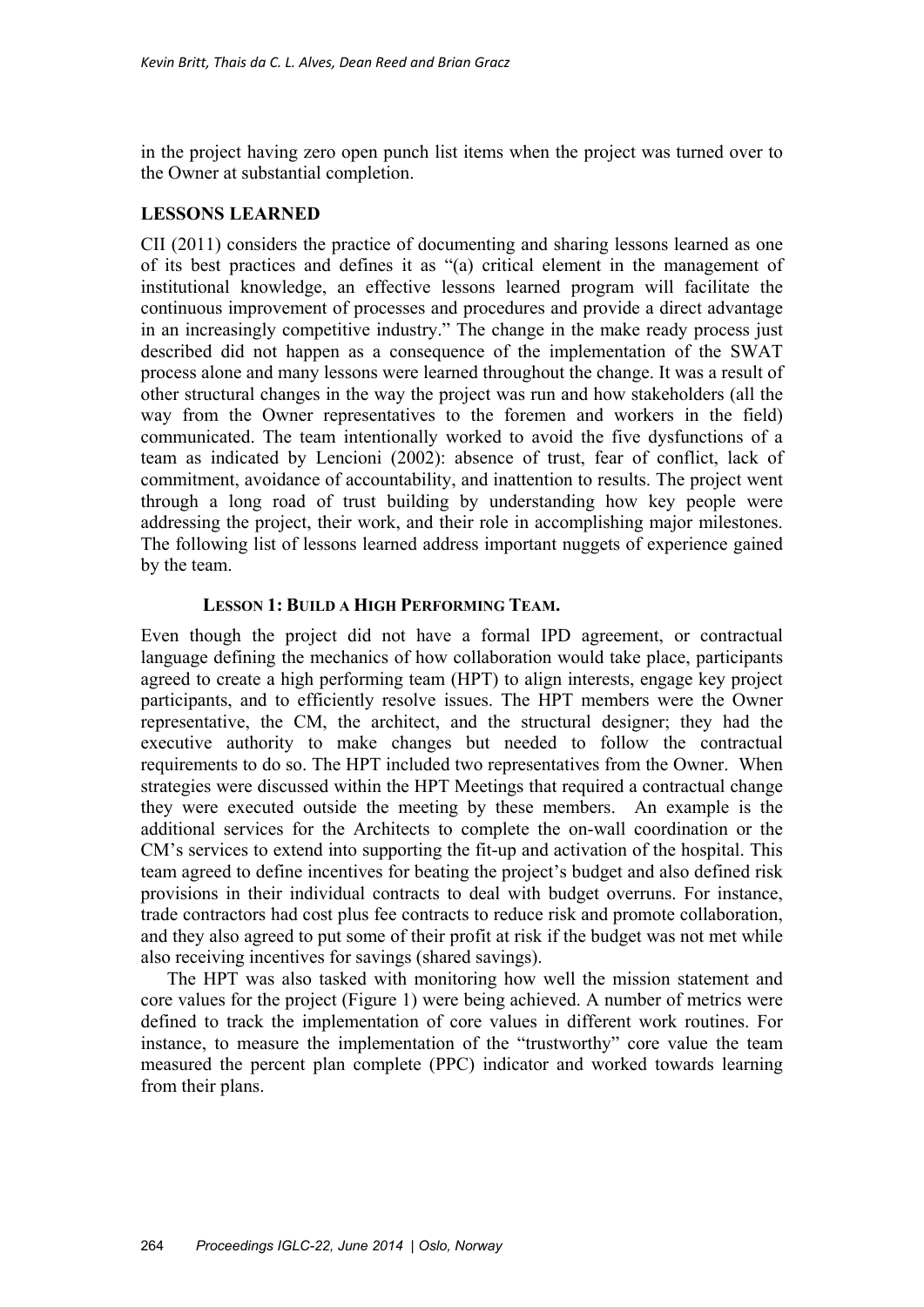in the project having zero open punch list items when the project was turned over to the Owner at substantial completion.

## LESSONS LEARNED

CII (2011) considers the practice of documenting and sharing lessons learned as one of its best practices and defines it as "(a) critical element in the management of institutional knowledge, an effective lessons learned program will facilitate the continuous improvement of processes and procedures and provide a direct advantage in an increasingly competitive industry." The change in the make ready process just described did not happen as a consequence of the implementation of the SWAT process alone and many lessons were learned throughout the change. It was a result of other structural changes in the way the project was run and how stakeholders (all the way from the Owner representatives to the foremen and workers in the field) communicated. The team intentionally worked to avoid the five dysfunctions of a team as indicated by Lencioni (2002): absence of trust, fear of conflict, lack of commitment, avoidance of accountability, and inattention to results. The project went through a long road of trust building by understanding how key people were addressing the project, their work, and their role in accomplishing major milestones. The following list of lessons learned address important nuggets of experience gained by the team.

### LESSON 1: BUILD A HIGH PERFORMING TEAM.

Even though the project did not have a formal IPD agreement, or contractual language defining the mechanics of how collaboration would take place, participants agreed to create a high performing team (HPT) to align interests, engage key project participants, and to efficiently resolve issues. The HPT members were the Owner representative, the CM, the architect, and the structural designer; they had the executive authority to make changes but needed to follow the contractual requirements to do so. The HPT included two representatives from the Owner. When strategies were discussed within the HPT Meetings that required a contractual change they were executed outside the meeting by these members. An example is the additional services for the Architects to complete the on-wall coordination or the CM's services to extend into supporting the fit-up and activation of the hospital. This team agreed to define incentives for beating the project's budget and also defined risk provisions in their individual contracts to deal with budget overruns. For instance, trade contractors had cost plus fee contracts to reduce risk and promote collaboration, and they also agreed to put some of their profit at risk if the budget was not met while also receiving incentives for savings (shared savings).

The HPT was also tasked with monitoring how well the mission statement and core values for the project (Figure 1) were being achieved. A number of metrics were defined to track the implementation of core values in different work routines. For instance, to measure the implementation of the "trustworthy" core value the team measured the percent plan complete (PPC) indicator and worked towards learning from their plans.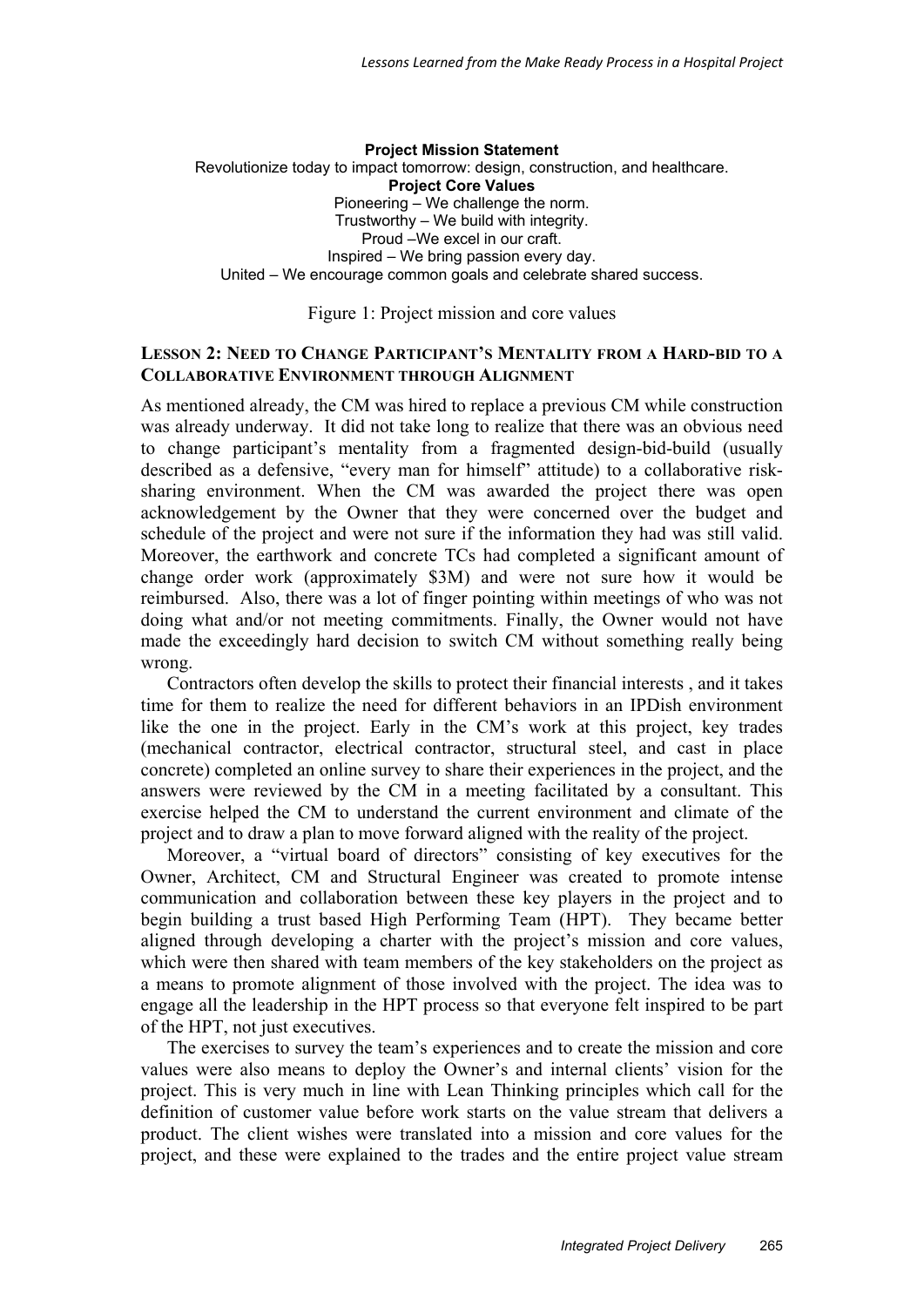**Project Mission Statement**

Revolutionize today to impact tomorrow: design, construction, and healthcare.

**Project Core Values**

Pioneering – We challenge the norm.
Trustworthy – We build with integrity.
Proud –We excel in our craft.
Inspired – We bring passion every day.
United – We encourage common goals and celebrate shared success.

Figure 1: Project mission and core values

### LESSON 2: NEED TO CHANGE PARTICIPANT'S MENTALITY FROM A HARD-BID TO A COLLABORATIVE ENVIRONMENT THROUGH ALIGNMENT

As mentioned already, the CM was hired to replace a previous CM while construction was already underway. It did not take long to realize that there was an obvious need to change participant's mentality from a fragmented design-bid-build (usually described as a defensive, "every man for himself" attitude) to a collaborative risk-sharing environment. When the CM was awarded the project there was open acknowledgement by the Owner that they were concerned over the budget and schedule of the project and were not sure if the information they had was still valid. Moreover, the earthwork and concrete TCs had completed a significant amount of change order work (approximately $3M) and were not sure how it would be reimbursed. Also, there was a lot of finger pointing within meetings of who was not doing what and/or not meeting commitments. Finally, the Owner would not have made the exceedingly hard decision to switch CM without something really being wrong.

Contractors often develop the skills to protect their financial interests , and it takes time for them to realize the need for different behaviors in an IPDish environment like the one in the project. Early in the CM's work at this project, key trades (mechanical contractor, electrical contractor, structural steel, and cast in place concrete) completed an online survey to share their experiences in the project, and the answers were reviewed by the CM in a meeting facilitated by a consultant. This exercise helped the CM to understand the current environment and climate of the project and to draw a plan to move forward aligned with the reality of the project.

Moreover, a "virtual board of directors" consisting of key executives for the Owner, Architect, CM and Structural Engineer was created to promote intense communication and collaboration between these key players in the project and to begin building a trust based High Performing Team (HPT). They became better aligned through developing a charter with the project's mission and core values, which were then shared with team members of the key stakeholders on the project as a means to promote alignment of those involved with the project. The idea was to engage all the leadership in the HPT process so that everyone felt inspired to be part of the HPT, not just executives.

The exercises to survey the team's experiences and to create the mission and core values were also means to deploy the Owner's and internal clients' vision for the project. This is very much in line with Lean Thinking principles which call for the definition of customer value before work starts on the value stream that delivers a product. The client wishes were translated into a mission and core values for the project, and these were explained to the trades and the entire project value stream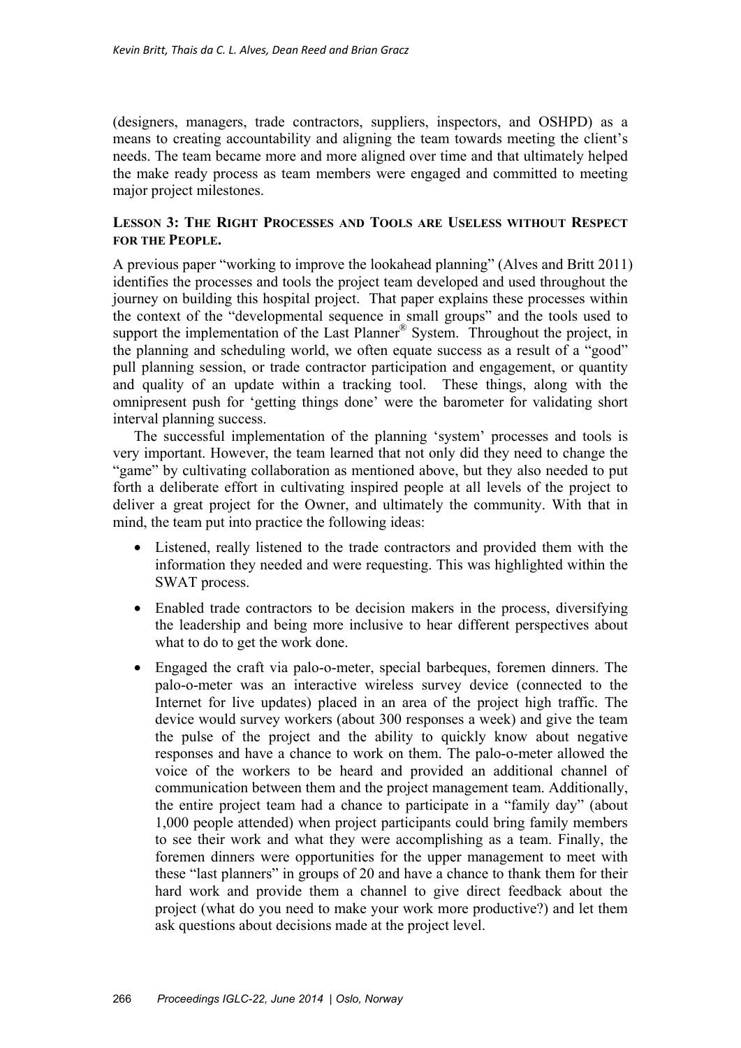(designers, managers, trade contractors, suppliers, inspectors, and OSHPD) as a means to creating accountability and aligning the team towards meeting the client's needs. The team became more and more aligned over time and that ultimately helped the make ready process as team members were engaged and committed to meeting major project milestones.

### LESSON 3: THE RIGHT PROCESSES AND TOOLS ARE USELESS WITHOUT RESPECT FOR THE PEOPLE.

A previous paper "working to improve the lookahead planning" (Alves and Britt 2011) identifies the processes and tools the project team developed and used throughout the journey on building this hospital project. That paper explains these processes within the context of the "developmental sequence in small groups" and the tools used to support the implementation of the Last Planner® System. Throughout the project, in the planning and scheduling world, we often equate success as a result of a "good" pull planning session, or trade contractor participation and engagement, or quantity and quality of an update within a tracking tool. These things, along with the omnipresent push for 'getting things done' were the barometer for validating short interval planning success.

The successful implementation of the planning 'system' processes and tools is very important. However, the team learned that not only did they need to change the "game" by cultivating collaboration as mentioned above, but they also needed to put forth a deliberate effort in cultivating inspired people at all levels of the project to deliver a great project for the Owner, and ultimately the community. With that in mind, the team put into practice the following ideas:

- Listened, really listened to the trade contractors and provided them with the information they needed and were requesting. This was highlighted within the SWAT process.
- Enabled trade contractors to be decision makers in the process, diversifying the leadership and being more inclusive to hear different perspectives about what to do to get the work done.
- Engaged the craft via palo-o-meter, special barbeques, foremen dinners. The palo-o-meter was an interactive wireless survey device (connected to the Internet for live updates) placed in an area of the project high traffic. The device would survey workers (about 300 responses a week) and give the team the pulse of the project and the ability to quickly know about negative responses and have a chance to work on them. The palo-o-meter allowed the voice of the workers to be heard and provided an additional channel of communication between them and the project management team. Additionally, the entire project team had a chance to participate in a "family day" (about 1,000 people attended) when project participants could bring family members to see their work and what they were accomplishing as a team. Finally, the foremen dinners were opportunities for the upper management to meet with these "last planners" in groups of 20 and have a chance to thank them for their hard work and provide them a channel to give direct feedback about the project (what do you need to make your work more productive?) and let them ask questions about decisions made at the project level.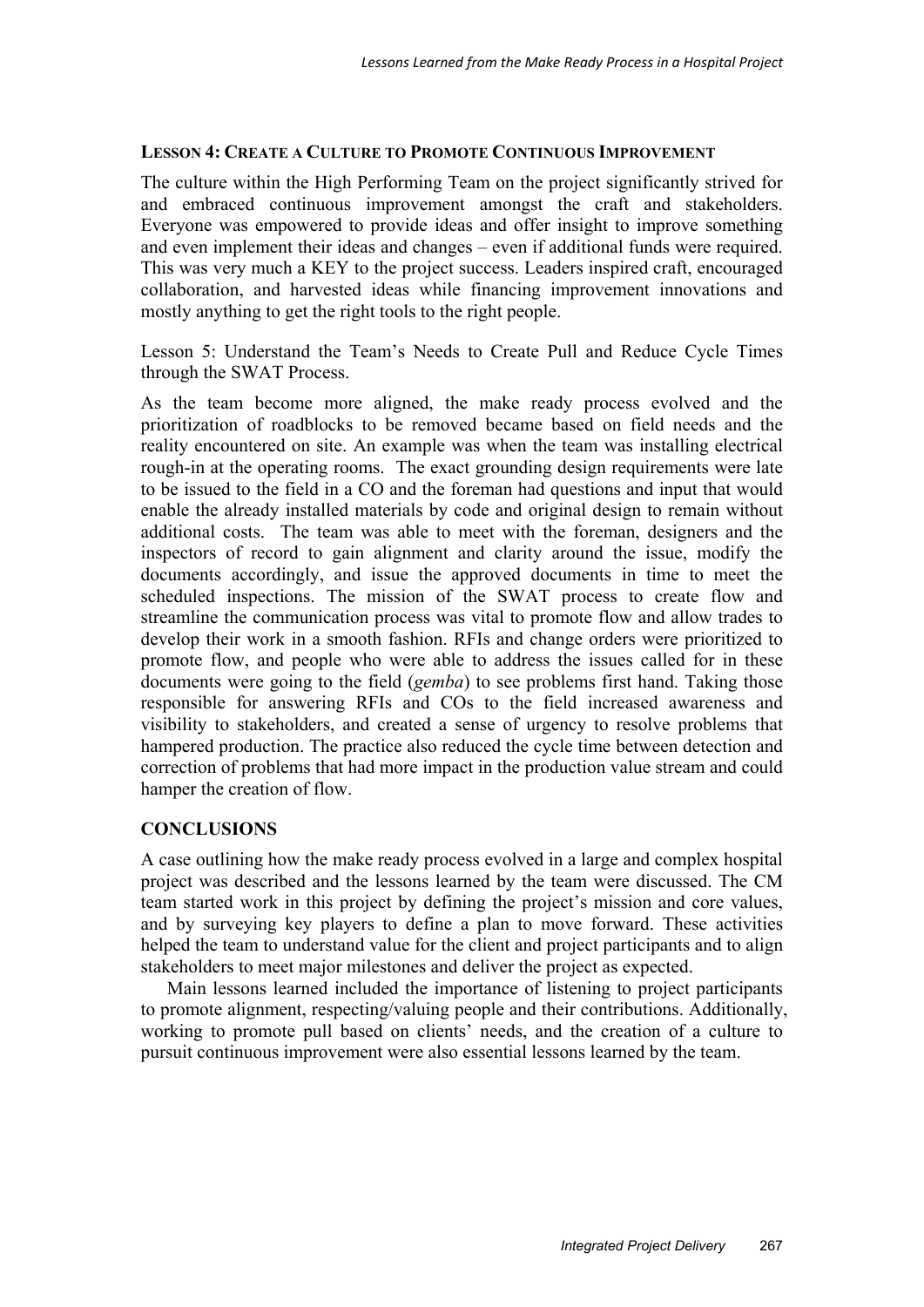### LESSON 4: CREATE A CULTURE TO PROMOTE CONTINUOUS IMPROVEMENT

The culture within the High Performing Team on the project significantly strived for and embraced continuous improvement amongst the craft and stakeholders. Everyone was empowered to provide ideas and offer insight to improve something and even implement their ideas and changes – even if additional funds were required. This was very much a KEY to the project success. Leaders inspired craft, encouraged collaboration, and harvested ideas while financing improvement innovations and mostly anything to get the right tools to the right people.

Lesson 5: Understand the Team's Needs to Create Pull and Reduce Cycle Times through the SWAT Process.

As the team become more aligned, the make ready process evolved and the prioritization of roadblocks to be removed became based on field needs and the reality encountered on site. An example was when the team was installing electrical rough-in at the operating rooms. The exact grounding design requirements were late to be issued to the field in a CO and the foreman had questions and input that would enable the already installed materials by code and original design to remain without additional costs. The team was able to meet with the foreman, designers and the inspectors of record to gain alignment and clarity around the issue, modify the documents accordingly, and issue the approved documents in time to meet the scheduled inspections. The mission of the SWAT process to create flow and streamline the communication process was vital to promote flow and allow trades to develop their work in a smooth fashion. RFIs and change orders were prioritized to promote flow, and people who were able to address the issues called for in these documents were going to the field (*gemba*) to see problems first hand. Taking those responsible for answering RFIs and COs to the field increased awareness and visibility to stakeholders, and created a sense of urgency to resolve problems that hampered production. The practice also reduced the cycle time between detection and correction of problems that had more impact in the production value stream and could hamper the creation of flow.

## CONCLUSIONS

A case outlining how the make ready process evolved in a large and complex hospital project was described and the lessons learned by the team were discussed. The CM team started work in this project by defining the project's mission and core values, and by surveying key players to define a plan to move forward. These activities helped the team to understand value for the client and project participants and to align stakeholders to meet major milestones and deliver the project as expected.

Main lessons learned included the importance of listening to project participants to promote alignment, respecting/valuing people and their contributions. Additionally, working to promote pull based on clients' needs, and the creation of a culture to pursuit continuous improvement were also essential lessons learned by the team.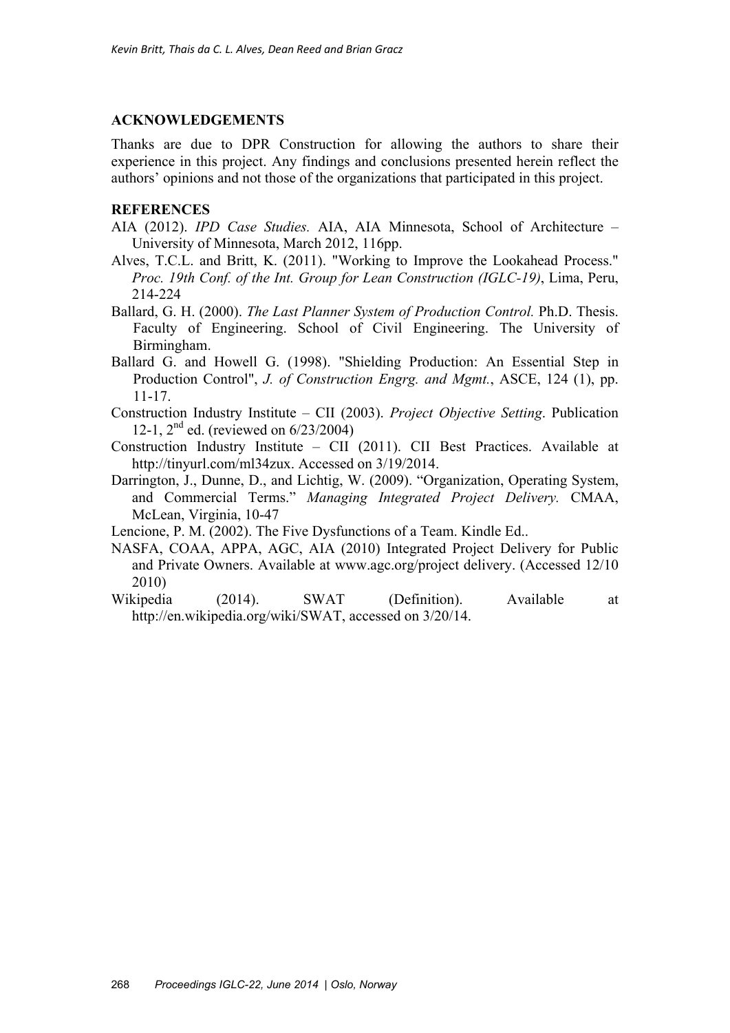## ACKNOWLEDGEMENTS

Thanks are due to DPR Construction for allowing the authors to share their experience in this project. Any findings and conclusions presented herein reflect the authors' opinions and not those of the organizations that participated in this project.

## REFERENCES

AIA (2012). *IPD Case Studies.* AIA, AIA Minnesota, School of Architecture – University of Minnesota, March 2012, 116pp.

Alves, T.C.L. and Britt, K. (2011). "Working to Improve the Lookahead Process." *Proc. 19th Conf. of the Int. Group for Lean Construction (IGLC-19)*, Lima, Peru, 214-224

Ballard, G. H. (2000). *The Last Planner System of Production Control.* Ph.D. Thesis. Faculty of Engineering. School of Civil Engineering. The University of Birmingham.

Ballard G. and Howell G. (1998). "Shielding Production: An Essential Step in Production Control", *J. of Construction Engrg. and Mgmt.*, ASCE, 124 (1), pp. 11-17.

Construction Industry Institute – CII (2003). *Project Objective Setting*. Publication 12-1, 2nd ed. (reviewed on 6/23/2004)

Construction Industry Institute – CII (2011). CII Best Practices. Available at http://tinyurl.com/ml34zux. Accessed on 3/19/2014.

Darrington, J., Dunne, D., and Lichtig, W. (2009). "Organization, Operating System, and Commercial Terms." *Managing Integrated Project Delivery.* CMAA, McLean, Virginia, 10-47

Lencione, P. M. (2002). The Five Dysfunctions of a Team. Kindle Ed..

NASFA, COAA, APPA, AGC, AIA (2010) Integrated Project Delivery for Public and Private Owners. Available at www.agc.org/project delivery. (Accessed 12/10 2010)

Wikipedia (2014). SWAT (Definition). Available at http://en.wikipedia.org/wiki/SWAT, accessed on 3/20/14.